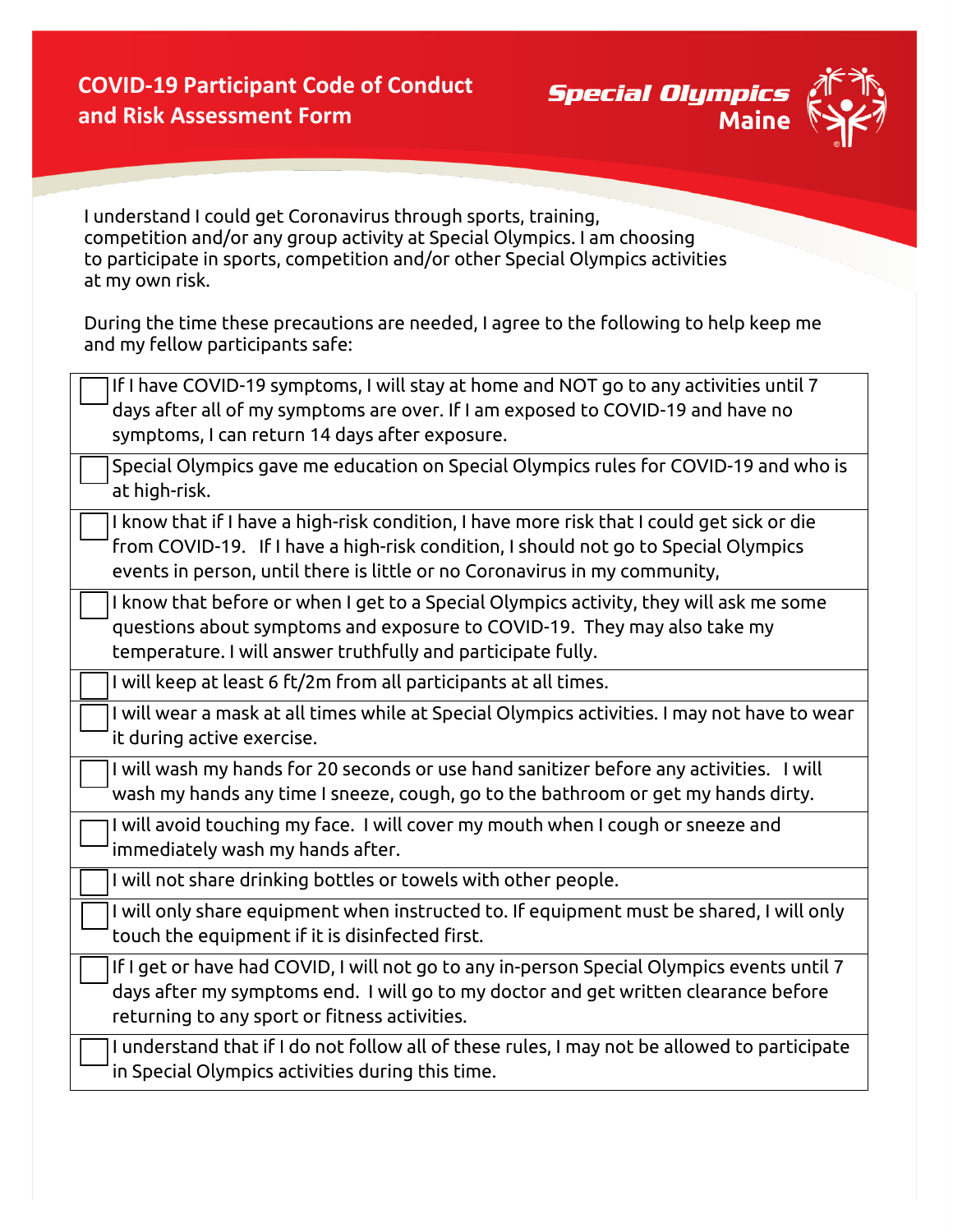# COVID-19 Participant Code of Conduct and Risk Assessment Form

**Special Olympics Maine**

I understand I could get Coronavirus through sports, training, competition and/or any group activity at Special Olympics. I am choosing to participate in sports, competition and/or other Special Olympics activities at my own risk.

During the time these precautions are needed, I agree to the following to help keep me and my fellow participants safe:

- [ ] If I have COVID-19 symptoms, I will stay at home and NOT go to any activities until 7 days after all of my symptoms are over. If I am exposed to COVID-19 and have no symptoms, I can return 14 days after exposure.
- [ ] Special Olympics gave me education on Special Olympics rules for COVID-19 and who is at high-risk.
- [ ] I know that if I have a high-risk condition, I have more risk that I could get sick or die from COVID-19. If I have a high-risk condition, I should not go to Special Olympics events in person, until there is little or no Coronavirus in my community,
- [ ] I know that before or when I get to a Special Olympics activity, they will ask me some questions about symptoms and exposure to COVID-19. They may also take my temperature. I will answer truthfully and participate fully.
- [ ] I will keep at least 6 ft/2m from all participants at all times.
- [ ] I will wear a mask at all times while at Special Olympics activities. I may not have to wear it during active exercise.
- [ ] I will wash my hands for 20 seconds or use hand sanitizer before any activities. I will wash my hands any time I sneeze, cough, go to the bathroom or get my hands dirty.
- [ ] I will avoid touching my face. I will cover my mouth when I cough or sneeze and immediately wash my hands after.
- [ ] I will not share drinking bottles or towels with other people.
- [ ] I will only share equipment when instructed to. If equipment must be shared, I will only touch the equipment if it is disinfected first.
- [ ] If I get or have had COVID, I will not go to any in-person Special Olympics events until 7 days after my symptoms end. I will go to my doctor and get written clearance before returning to any sport or fitness activities.
- [ ] I understand that if I do not follow all of these rules, I may not be allowed to participate in Special Olympics activities during this time.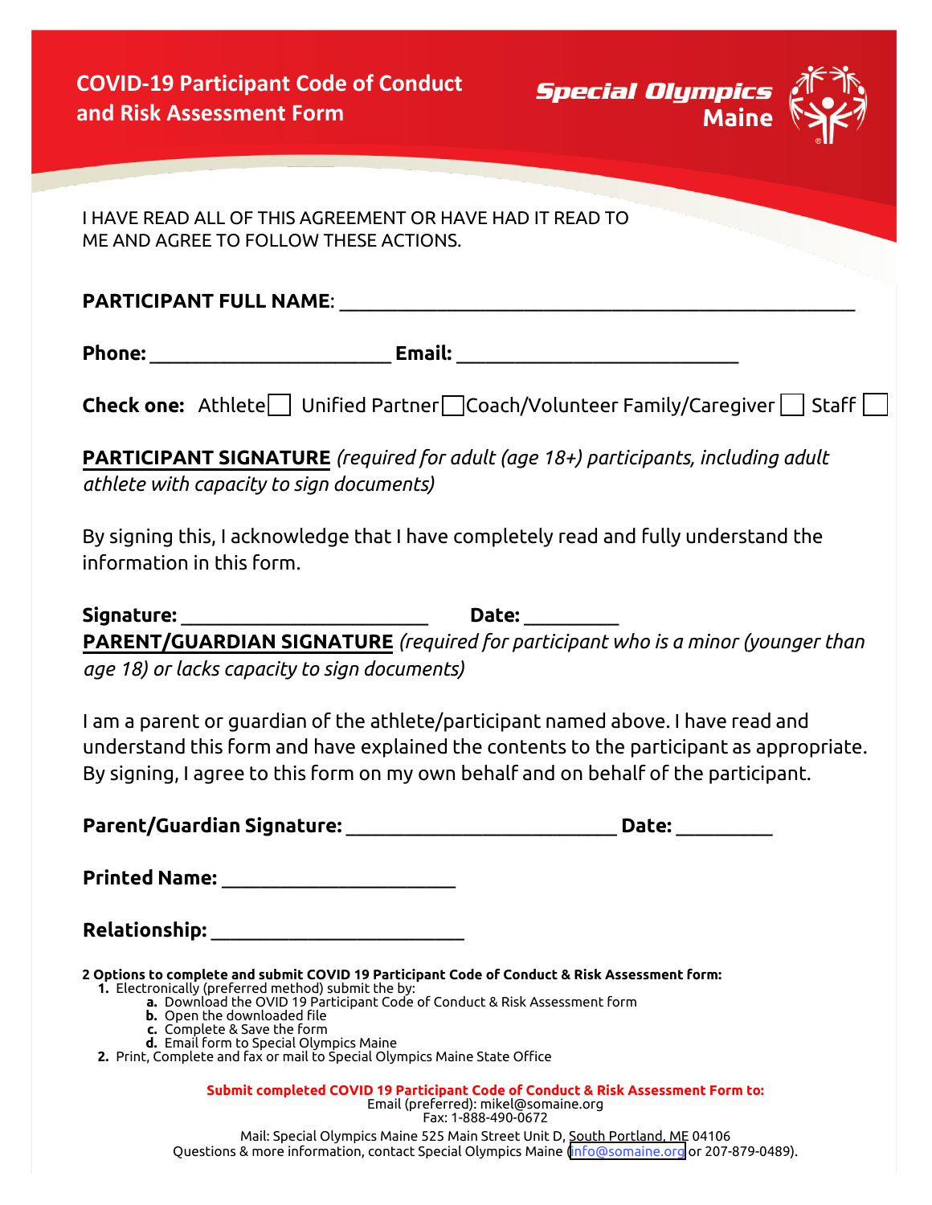# COVID-19 Participant Code of Conduct and Risk Assessment Form

Special Olympics Maine

I HAVE READ ALL OF THIS AGREEMENT OR HAVE HAD IT READ TO ME AND AGREE TO FOLLOW THESE ACTIONS.

**PARTICIPANT FULL NAME**: ____________________________________________

**Phone:** ______________________ **Email:** __________________________

**Check one:** Athlete ☐ Unified Partner ☐ Coach/Volunteer Family/Caregiver ☐ Staff ☐

**PARTICIPANT SIGNATURE** *(required for adult (age 18+) participants, including adult athlete with capacity to sign documents)*

By signing this, I acknowledge that I have completely read and fully understand the information in this form.

**Signature:** ______________________ **Date:** _________

**PARENT/GUARDIAN SIGNATURE** *(required for participant who is a minor (younger than age 18) or lacks capacity to sign documents)*

I am a parent or guardian of the athlete/participant named above. I have read and understand this form and have explained the contents to the participant as appropriate. By signing, I agree to this form on my own behalf and on behalf of the participant.

**Parent/Guardian Signature:** ________________________ **Date:** _________

**Printed Name:** ______________________

**Relationship:** ______________________

**2 Options to complete and submit COVID 19 Participant Code of Conduct & Risk Assessment form:**

1. Electronically (preferred method) submit the by:
   - **a.** Download the OVID 19 Participant Code of Conduct & Risk Assessment form
   - **b.** Open the downloaded file
   - **c.** Complete & Save the form
   - **d.** Email form to Special Olympics Maine
2. Print, Complete and fax or mail to Special Olympics Maine State Office

**Submit completed COVID 19 Participant Code of Conduct & Risk Assessment Form to:**

Email (preferred): mikel@somaine.org
Fax: 1-888-490-0672

Mail: Special Olympics Maine 525 Main Street Unit D, South Portland, ME 04106
Questions & more information, contact Special Olympics Maine (info@somaine.org or 207-879-0489).